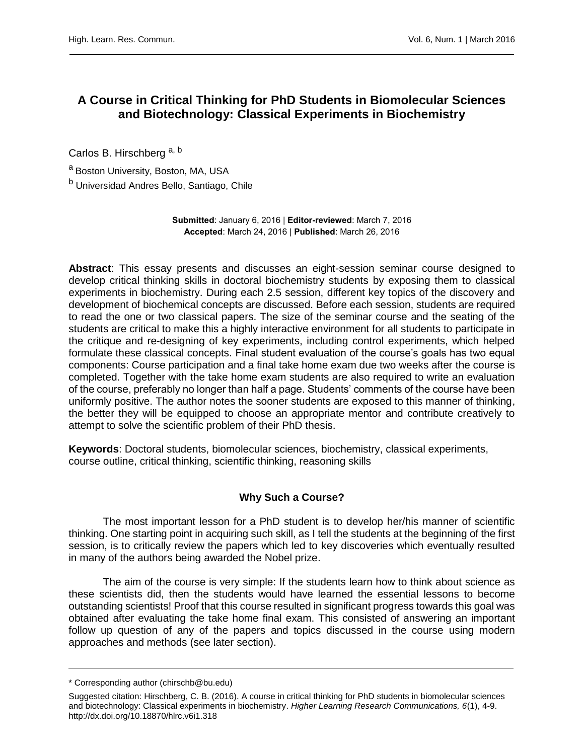# A Course in Critical Thinking for PhD Students in Biomolecular Sciences and Biotechnology: Classical Experiments in Biochemistry

Carlos B. Hirschberg [a, b]

[a] Boston University, Boston, MA, USA

[b] Universidad Andres Bello, Santiago, Chile

**Submitted**: January 6, 2016 | **Editor-reviewed**: March 7, 2016
**Accepted**: March 24, 2016 | **Published**: March 26, 2016

**Abstract**: This essay presents and discusses an eight-session seminar course designed to develop critical thinking skills in doctoral biochemistry students by exposing them to classical experiments in biochemistry. During each 2.5 session, different key topics of the discovery and development of biochemical concepts are discussed. Before each session, students are required to read the one or two classical papers. The size of the seminar course and the seating of the students are critical to make this a highly interactive environment for all students to participate in the critique and re-designing of key experiments, including control experiments, which helped formulate these classical concepts. Final student evaluation of the course's goals has two equal components: Course participation and a final take home exam due two weeks after the course is completed. Together with the take home exam students are also required to write an evaluation of the course, preferably no longer than half a page. Students' comments of the course have been uniformly positive. The author notes the sooner students are exposed to this manner of thinking, the better they will be equipped to choose an appropriate mentor and contribute creatively to attempt to solve the scientific problem of their PhD thesis.

**Keywords**: Doctoral students, biomolecular sciences, biochemistry, classical experiments, course outline, critical thinking, scientific thinking, reasoning skills

## Why Such a Course?

The most important lesson for a PhD student is to develop her/his manner of scientific thinking. One starting point in acquiring such skill, as I tell the students at the beginning of the first session, is to critically review the papers which led to key discoveries which eventually resulted in many of the authors being awarded the Nobel prize.

The aim of the course is very simple: If the students learn how to think about science as these scientists did, then the students would have learned the essential lessons to become outstanding scientists! Proof that this course resulted in significant progress towards this goal was obtained after evaluating the take home final exam. This consisted of answering an important follow up question of any of the papers and topics discussed in the course using modern approaches and methods (see later section).

---

\* Corresponding author (chirschb@bu.edu)

Suggested citation: Hirschberg, C. B. (2016). A course in critical thinking for PhD students in biomolecular sciences and biotechnology: Classical experiments in biochemistry. *Higher Learning Research Communications, 6*(1), 4-9. http://dx.doi.org/10.18870/hlrc.v6i1.318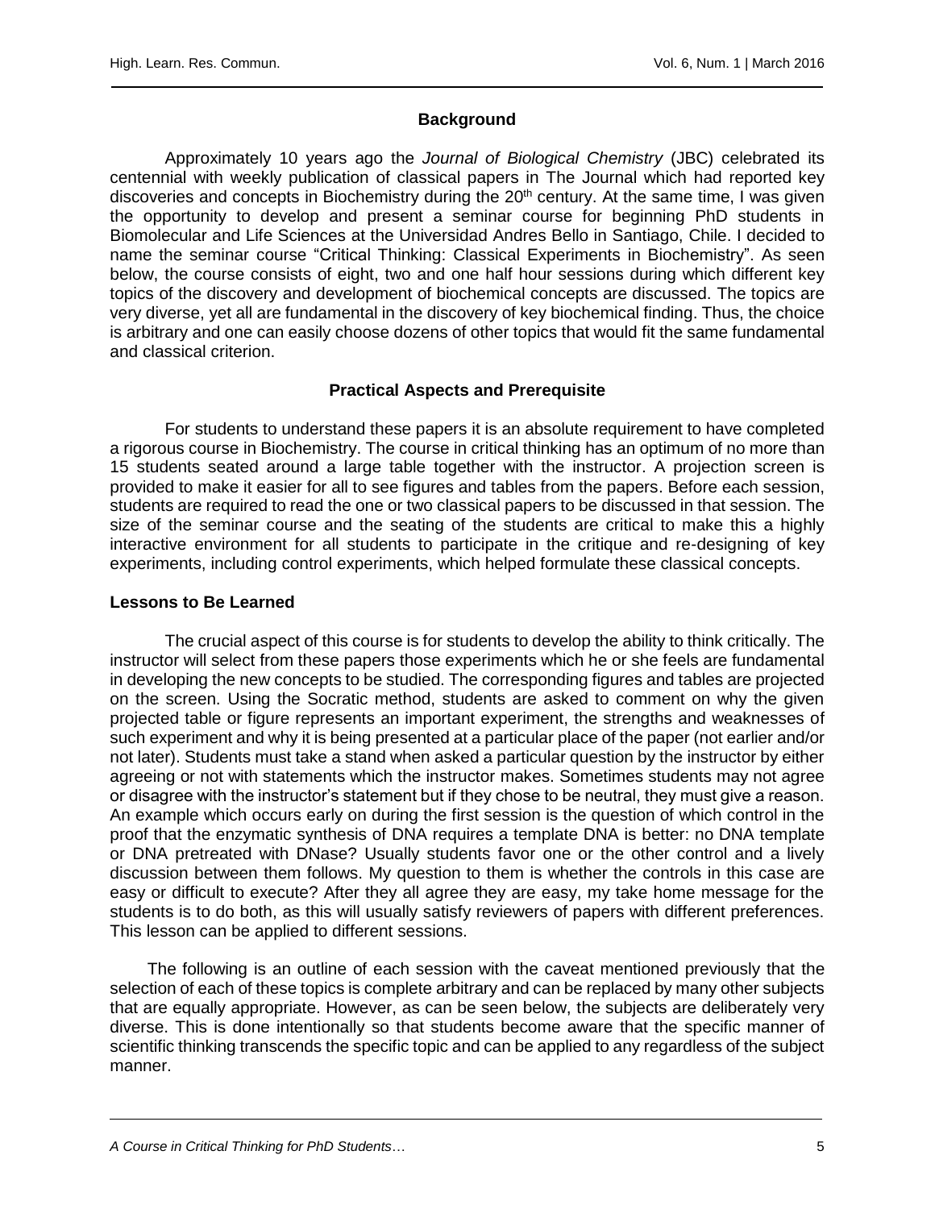## Background

Approximately 10 years ago the *Journal of Biological Chemistry* (JBC) celebrated its centennial with weekly publication of classical papers in The Journal which had reported key discoveries and concepts in Biochemistry during the 20th century. At the same time, I was given the opportunity to develop and present a seminar course for beginning PhD students in Biomolecular and Life Sciences at the Universidad Andres Bello in Santiago, Chile. I decided to name the seminar course "Critical Thinking: Classical Experiments in Biochemistry". As seen below, the course consists of eight, two and one half hour sessions during which different key topics of the discovery and development of biochemical concepts are discussed. The topics are very diverse, yet all are fundamental in the discovery of key biochemical finding. Thus, the choice is arbitrary and one can easily choose dozens of other topics that would fit the same fundamental and classical criterion.

## Practical Aspects and Prerequisite

For students to understand these papers it is an absolute requirement to have completed a rigorous course in Biochemistry. The course in critical thinking has an optimum of no more than 15 students seated around a large table together with the instructor. A projection screen is provided to make it easier for all to see figures and tables from the papers. Before each session, students are required to read the one or two classical papers to be discussed in that session. The size of the seminar course and the seating of the students are critical to make this a highly interactive environment for all students to participate in the critique and re-designing of key experiments, including control experiments, which helped formulate these classical concepts.

### Lessons to Be Learned

The crucial aspect of this course is for students to develop the ability to think critically. The instructor will select from these papers those experiments which he or she feels are fundamental in developing the new concepts to be studied. The corresponding figures and tables are projected on the screen. Using the Socratic method, students are asked to comment on why the given projected table or figure represents an important experiment, the strengths and weaknesses of such experiment and why it is being presented at a particular place of the paper (not earlier and/or not later). Students must take a stand when asked a particular question by the instructor by either agreeing or not with statements which the instructor makes. Sometimes students may not agree or disagree with the instructor's statement but if they chose to be neutral, they must give a reason. An example which occurs early on during the first session is the question of which control in the proof that the enzymatic synthesis of DNA requires a template DNA is better: no DNA template or DNA pretreated with DNase? Usually students favor one or the other control and a lively discussion between them follows. My question to them is whether the controls in this case are easy or difficult to execute? After they all agree they are easy, my take home message for the students is to do both, as this will usually satisfy reviewers of papers with different preferences. This lesson can be applied to different sessions.

The following is an outline of each session with the caveat mentioned previously that the selection of each of these topics is complete arbitrary and can be replaced by many other subjects that are equally appropriate. However, as can be seen below, the subjects are deliberately very diverse. This is done intentionally so that students become aware that the specific manner of scientific thinking transcends the specific topic and can be applied to any regardless of the subject manner.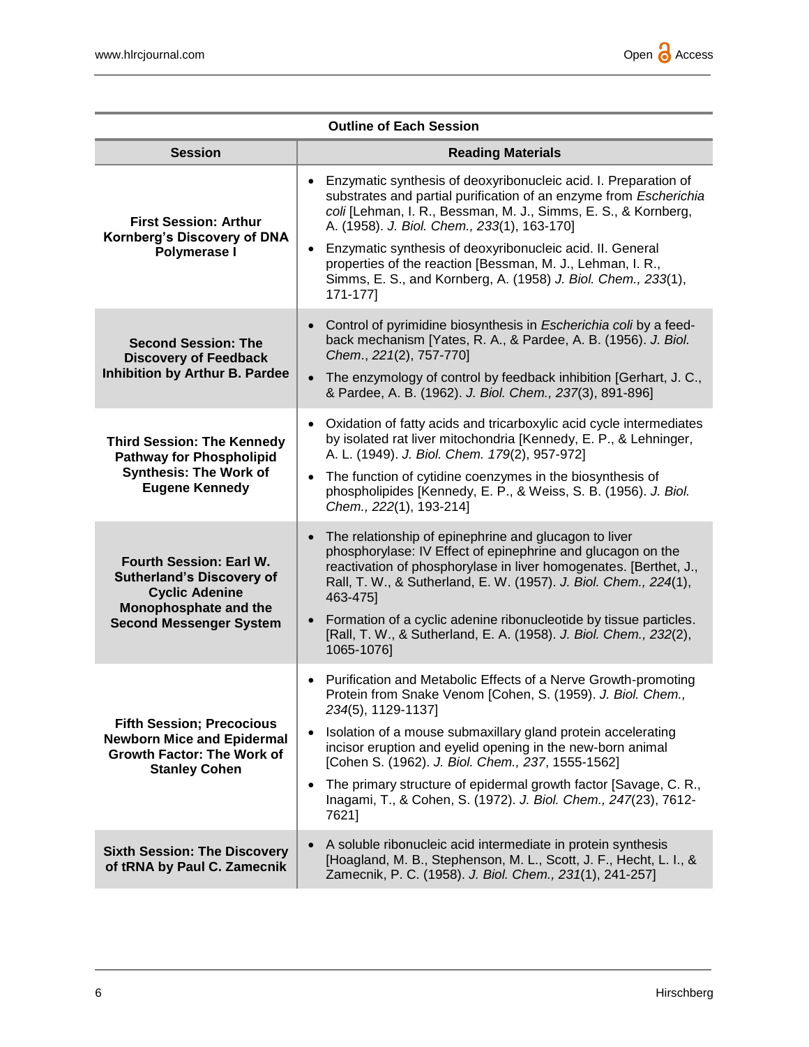**Outline of Each Session**

| Session | Reading Materials |
| --- | --- |
| **First Session: Arthur Kornberg's Discovery of DNA Polymerase I** | • Enzymatic synthesis of deoxyribonucleic acid. I. Preparation of substrates and partial purification of an enzyme from *Escherichia coli* [Lehman, I. R., Bessman, M. J., Simms, E. S., & Kornberg, A. (1958). *J. Biol. Chem., 233*(1), 163-170]<br>• Enzymatic synthesis of deoxyribonucleic acid. II. General properties of the reaction [Bessman, M. J., Lehman, I. R., Simms, E. S., and Kornberg, A. (1958) *J. Biol. Chem., 233*(1), 171-177] |
| **Second Session: The Discovery of Feedback Inhibition by Arthur B. Pardee** | • Control of pyrimidine biosynthesis in *Escherichia coli* by a feed-back mechanism [Yates, R. A., & Pardee, A. B. (1956). *J. Biol. Chem.*, *221*(2), 757-770]<br>• The enzymology of control by feedback inhibition [Gerhart, J. C., & Pardee, A. B. (1962). *J. Biol. Chem., 237*(3), 891-896] |
| **Third Session: The Kennedy Pathway for Phospholipid Synthesis: The Work of Eugene Kennedy** | • Oxidation of fatty acids and tricarboxylic acid cycle intermediates by isolated rat liver mitochondria [Kennedy, E. P., & Lehninger, A. L. (1949). *J. Biol. Chem. 179*(2), 957-972]<br>• The function of cytidine coenzymes in the biosynthesis of phospholipides [Kennedy, E. P., & Weiss, S. B. (1956). *J. Biol. Chem., 222*(1), 193-214] |
| **Fourth Session: Earl W. Sutherland's Discovery of Cyclic Adenine Monophosphate and the Second Messenger System** | • The relationship of epinephrine and glucagon to liver phosphorylase: IV Effect of epinephrine and glucagon on the reactivation of phosphorylase in liver homogenates. [Berthet, J., Rall, T. W., & Sutherland, E. W. (1957). *J. Biol. Chem., 224*(1), 463-475]<br>• Formation of a cyclic adenine ribonucleotide by tissue particles. [Rall, T. W., & Sutherland, E. A. (1958). *J. Biol. Chem., 232*(2), 1065-1076] |
| **Fifth Session; Precocious Newborn Mice and Epidermal Growth Factor: The Work of Stanley Cohen** | • Purification and Metabolic Effects of a Nerve Growth-promoting Protein from Snake Venom [Cohen, S. (1959). *J. Biol. Chem., 234*(5), 1129-1137]<br>• Isolation of a mouse submaxillary gland protein accelerating incisor eruption and eyelid opening in the new-born animal [Cohen S. (1962). *J. Biol. Chem., 237*, 1555-1562]<br>• The primary structure of epidermal growth factor [Savage, C. R., Inagami, T., & Cohen, S. (1972). *J. Biol. Chem., 247*(23), 7612-7621] |
| **Sixth Session: The Discovery of tRNA by Paul C. Zamecnik** | • A soluble ribonucleic acid intermediate in protein synthesis [Hoagland, M. B., Stephenson, M. L., Scott, J. F., Hecht, L. I., & Zamecnik, P. C. (1958). *J. Biol. Chem., 231*(1), 241-257] |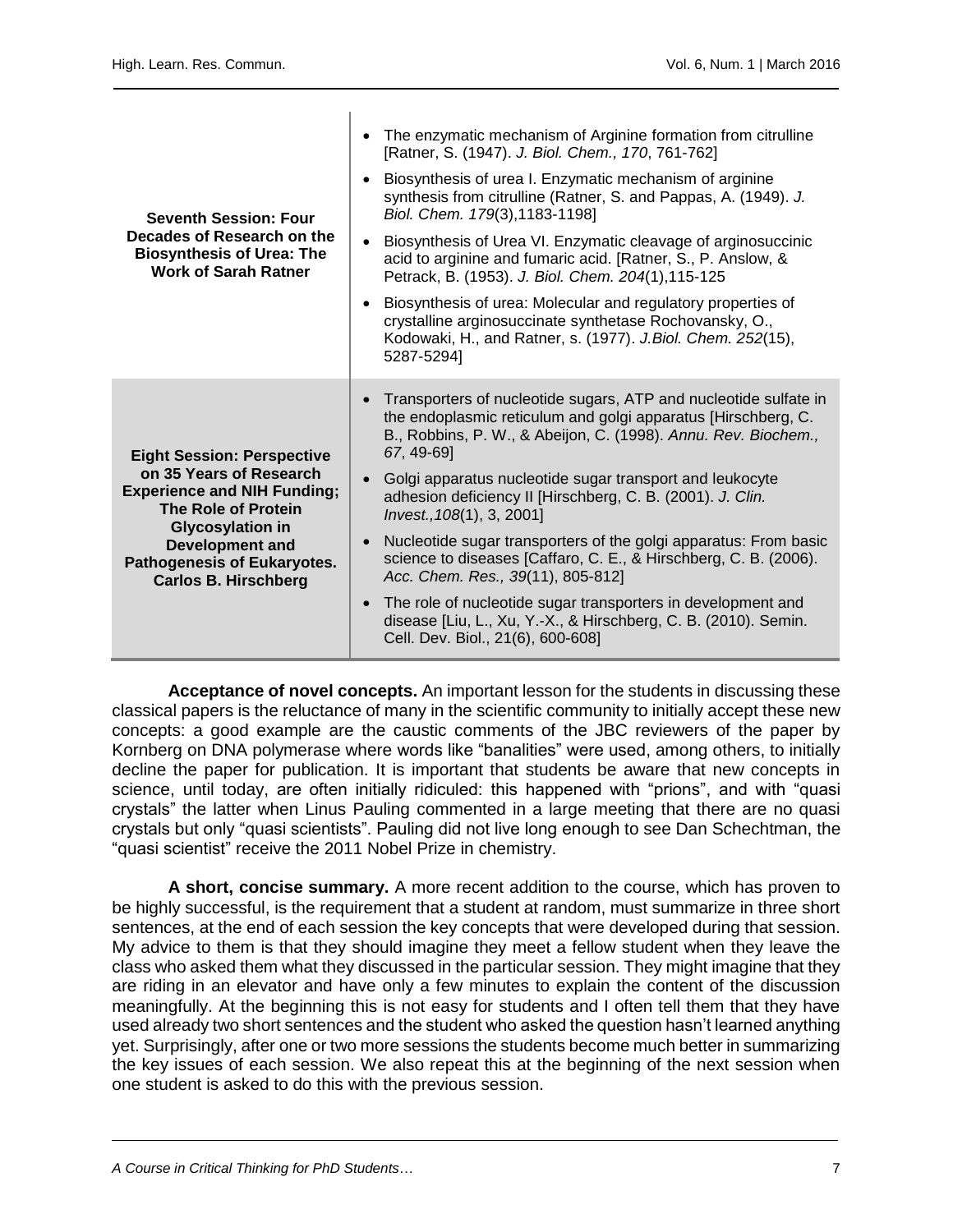| | |
|---|---|
| **Seventh Session: Four Decades of Research on the Biosynthesis of Urea: The Work of Sarah Ratner** | • The enzymatic mechanism of Arginine formation from citrulline [Ratner, S. (1947). *J. Biol. Chem., 170*, 761-762]<br>• Biosynthesis of urea I. Enzymatic mechanism of arginine synthesis from citrulline (Ratner, S. and Pappas, A. (1949). *J. Biol. Chem. 179*(3),1183-1198]<br>• Biosynthesis of Urea VI. Enzymatic cleavage of arginosuccinic acid to arginine and fumaric acid. [Ratner, S., P. Anslow, & Petrack, B. (1953). *J. Biol. Chem. 204*(1),115-125<br>• Biosynthesis of urea: Molecular and regulatory properties of crystalline arginosuccinate synthetase Rochovansky, O., Kodowaki, H., and Ratner, s. (1977). *J.Biol. Chem. 252*(15), 5287-5294] |
| **Eight Session: Perspective on 35 Years of Research Experience and NIH Funding; The Role of Protein Glycosylation in Development and Pathogenesis of Eukaryotes. Carlos B. Hirschberg** | • Transporters of nucleotide sugars, ATP and nucleotide sulfate in the endoplasmic reticulum and golgi apparatus [Hirschberg, C. B., Robbins, P. W., & Abeijon, C. (1998). *Annu. Rev. Biochem., 67*, 49-69]<br>• Golgi apparatus nucleotide sugar transport and leukocyte adhesion deficiency II [Hirschberg, C. B. (2001). *J. Clin. Invest.,108*(1), 3, 2001]<br>• Nucleotide sugar transporters of the golgi apparatus: From basic science to diseases [Caffaro, C. E., & Hirschberg, C. B. (2006). *Acc. Chem. Res., 39*(11), 805-812]<br>• The role of nucleotide sugar transporters in development and disease [Liu, L., Xu, Y.-X., & Hirschberg, C. B. (2010). Semin. Cell. Dev. Biol., 21(6), 600-608] |

**Acceptance of novel concepts.** An important lesson for the students in discussing these classical papers is the reluctance of many in the scientific community to initially accept these new concepts: a good example are the caustic comments of the JBC reviewers of the paper by Kornberg on DNA polymerase where words like "banalities" were used, among others, to initially decline the paper for publication. It is important that students be aware that new concepts in science, until today, are often initially ridiculed: this happened with "prions", and with "quasi crystals" the latter when Linus Pauling commented in a large meeting that there are no quasi crystals but only "quasi scientists". Pauling did not live long enough to see Dan Schechtman, the "quasi scientist" receive the 2011 Nobel Prize in chemistry.

**A short, concise summary.** A more recent addition to the course, which has proven to be highly successful, is the requirement that a student at random, must summarize in three short sentences, at the end of each session the key concepts that were developed during that session. My advice to them is that they should imagine they meet a fellow student when they leave the class who asked them what they discussed in the particular session. They might imagine that they are riding in an elevator and have only a few minutes to explain the content of the discussion meaningfully. At the beginning this is not easy for students and I often tell them that they have used already two short sentences and the student who asked the question hasn't learned anything yet. Surprisingly, after one or two more sessions the students become much better in summarizing the key issues of each session. We also repeat this at the beginning of the next session when one student is asked to do this with the previous session.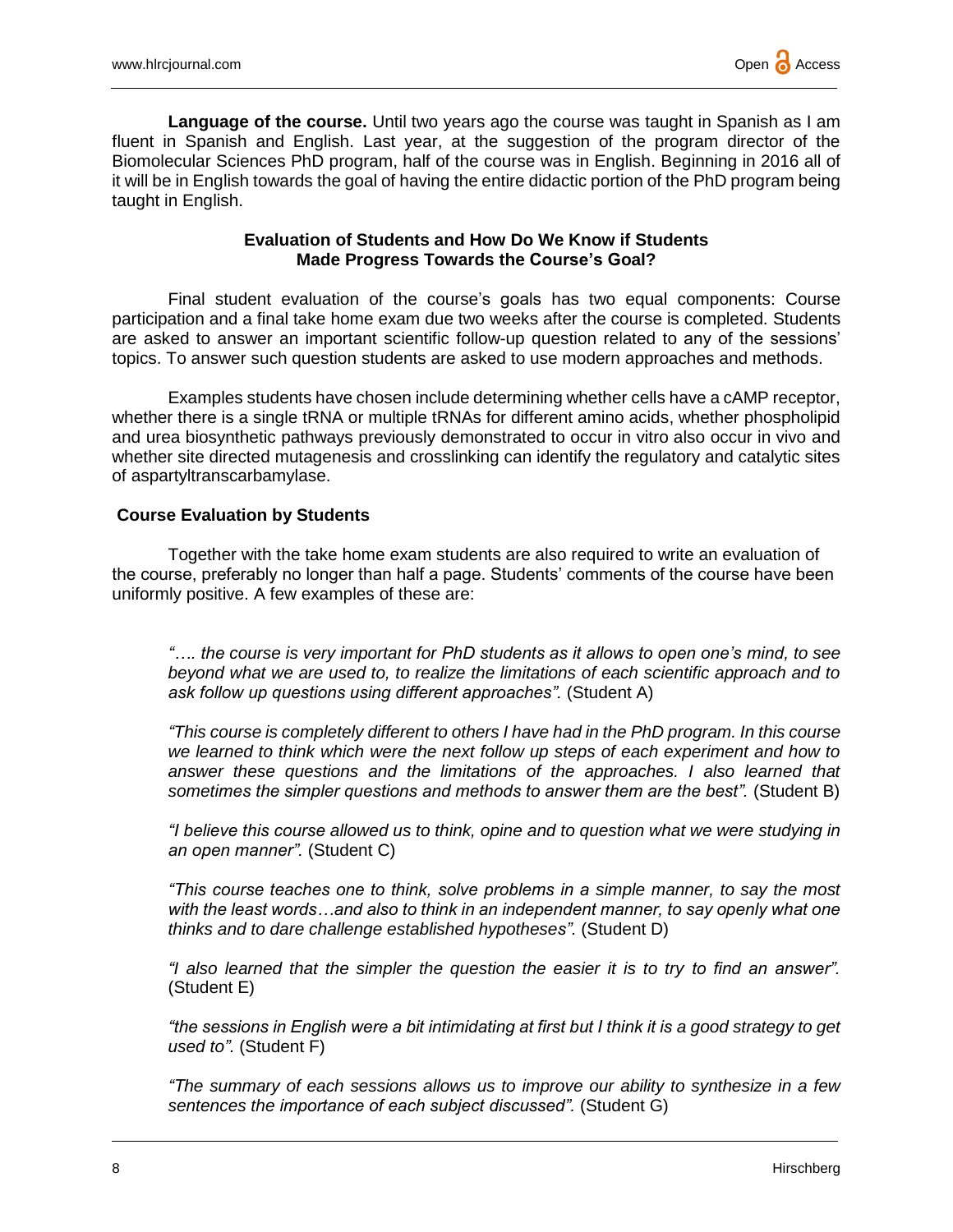**Language of the course.** Until two years ago the course was taught in Spanish as I am fluent in Spanish and English. Last year, at the suggestion of the program director of the Biomolecular Sciences PhD program, half of the course was in English. Beginning in 2016 all of it will be in English towards the goal of having the entire didactic portion of the PhD program being taught in English.

## Evaluation of Students and How Do We Know if Students Made Progress Towards the Course's Goal?

Final student evaluation of the course's goals has two equal components: Course participation and a final take home exam due two weeks after the course is completed. Students are asked to answer an important scientific follow-up question related to any of the sessions' topics. To answer such question students are asked to use modern approaches and methods.

Examples students have chosen include determining whether cells have a cAMP receptor, whether there is a single tRNA or multiple tRNAs for different amino acids, whether phospholipid and urea biosynthetic pathways previously demonstrated to occur in vitro also occur in vivo and whether site directed mutagenesis and crosslinking can identify the regulatory and catalytic sites of aspartyltranscarbamylase.

## Course Evaluation by Students

Together with the take home exam students are also required to write an evaluation of the course, preferably no longer than half a page. Students' comments of the course have been uniformly positive. A few examples of these are:

*"…. the course is very important for PhD students as it allows to open one's mind, to see beyond what we are used to, to realize the limitations of each scientific approach and to ask follow up questions using different approaches".* (Student A)

*"This course is completely different to others I have had in the PhD program. In this course we learned to think which were the next follow up steps of each experiment and how to answer these questions and the limitations of the approaches. I also learned that sometimes the simpler questions and methods to answer them are the best".* (Student B)

*"I believe this course allowed us to think, opine and to question what we were studying in an open manner".* (Student C)

*"This course teaches one to think, solve problems in a simple manner, to say the most with the least words…and also to think in an independent manner, to say openly what one thinks and to dare challenge established hypotheses".* (Student D)

*"I also learned that the simpler the question the easier it is to try to find an answer".* (Student E)

*"the sessions in English were a bit intimidating at first but I think it is a good strategy to get used to".* (Student F)

*"The summary of each sessions allows us to improve our ability to synthesize in a few sentences the importance of each subject discussed".* (Student G)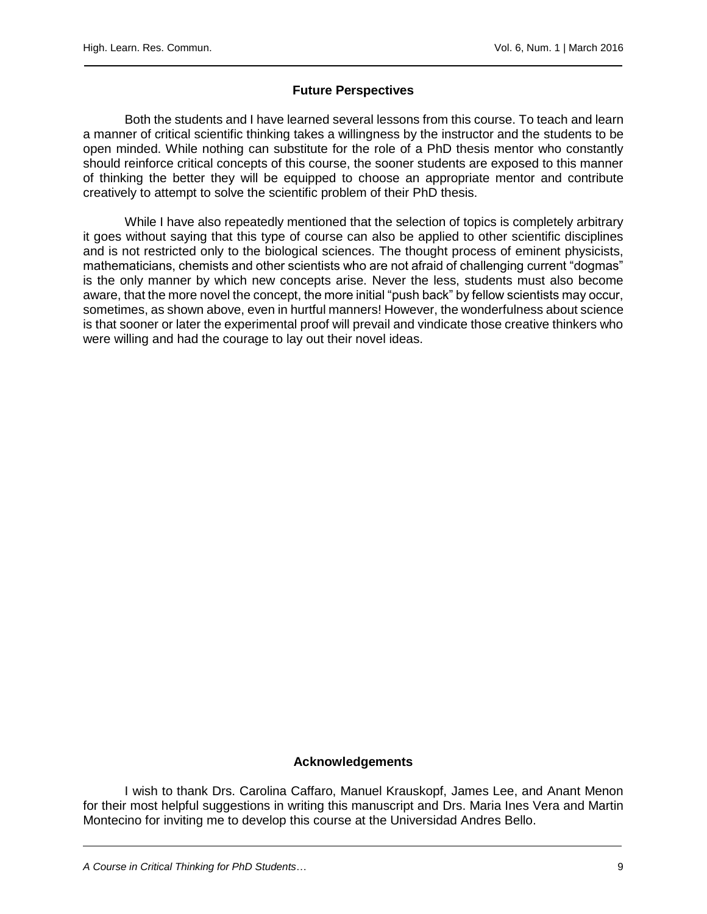## Future Perspectives

Both the students and I have learned several lessons from this course. To teach and learn a manner of critical scientific thinking takes a willingness by the instructor and the students to be open minded. While nothing can substitute for the role of a PhD thesis mentor who constantly should reinforce critical concepts of this course, the sooner students are exposed to this manner of thinking the better they will be equipped to choose an appropriate mentor and contribute creatively to attempt to solve the scientific problem of their PhD thesis.

While I have also repeatedly mentioned that the selection of topics is completely arbitrary it goes without saying that this type of course can also be applied to other scientific disciplines and is not restricted only to the biological sciences. The thought process of eminent physicists, mathematicians, chemists and other scientists who are not afraid of challenging current "dogmas" is the only manner by which new concepts arise. Never the less, students must also become aware, that the more novel the concept, the more initial "push back" by fellow scientists may occur, sometimes, as shown above, even in hurtful manners! However, the wonderfulness about science is that sooner or later the experimental proof will prevail and vindicate those creative thinkers who were willing and had the courage to lay out their novel ideas.

## Acknowledgements

I wish to thank Drs. Carolina Caffaro, Manuel Krauskopf, James Lee, and Anant Menon for their most helpful suggestions in writing this manuscript and Drs. Maria Ines Vera and Martin Montecino for inviting me to develop this course at the Universidad Andres Bello.